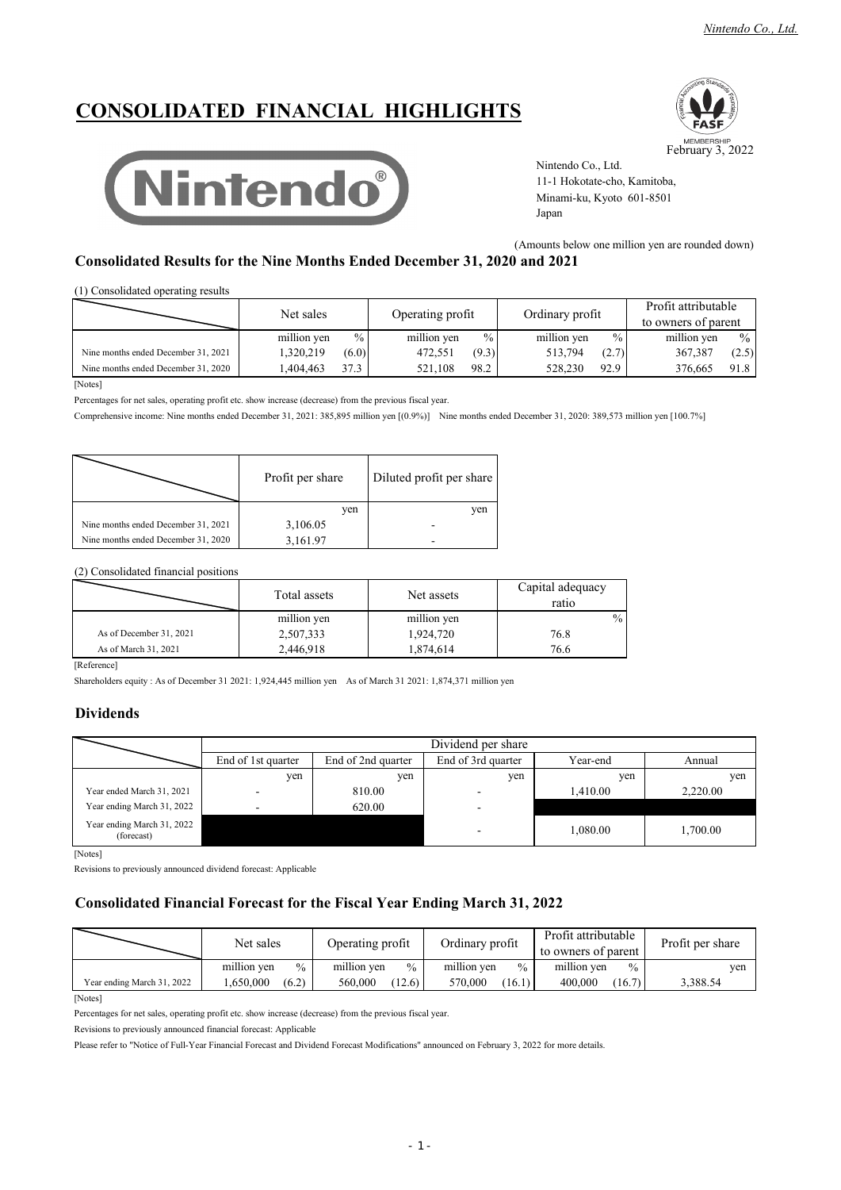# CONSOLIDATED FINANCIAL HIGHLIGHTS

February 3, 2022

Nintendo Co., Ltd.
11-1 Hokotate-cho, Kamitoba,
Minami-ku, Kyoto 601-8501
Japan

(Amounts below one million yen are rounded down)

## Consolidated Results for the Nine Months Ended December 31, 2020 and 2021

(1) Consolidated operating results

| | Net sales | | Operating profit | | Ordinary profit | | Profit attributable to owners of parent | |
|---|---|---|---|---|---|---|---|---|
| | million yen | % | million yen | % | million yen | % | million yen | % |
| Nine months ended December 31, 2021 | 1,320,219 | (6.0) | 472,551 | (9.3) | 513,794 | (2.7) | 367,387 | (2.5) |
| Nine months ended December 31, 2020 | 1,404,463 | 37.3 | 521,108 | 98.2 | 528,230 | 92.9 | 376,665 | 91.8 |

[Notes]

Percentages for net sales, operating profit etc. show increase (decrease) from the previous fiscal year.

Comprehensive income: Nine months ended December 31, 2021: 385,895 million yen [(0.9%)]  Nine months ended December 31, 2020: 389,573 million yen [100.7%]

| | Profit per share | Diluted profit per share |
|---|---|---|
| | yen | yen |
| Nine months ended December 31, 2021 | 3,106.05 | - |
| Nine months ended December 31, 2020 | 3,161.97 | - |

(2) Consolidated financial positions

| | Total assets | Net assets | Capital adequacy ratio |
|---|---|---|---|
| | million yen | million yen | % |
| As of December 31, 2021 | 2,507,333 | 1,924,720 | 76.8 |
| As of March 31, 2021 | 2,446,918 | 1,874,614 | 76.6 |

[Reference]

Shareholders equity : As of December 31 2021: 1,924,445 million yen  As of March 31 2021: 1,874,371 million yen

## Dividends

| | Dividend per share | | | | |
|---|---|---|---|---|---|
| | End of 1st quarter | End of 2nd quarter | End of 3rd quarter | Year-end | Annual |
| | yen | yen | yen | yen | yen |
| Year ended March 31, 2021 | - | 810.00 | - | 1,410.00 | 2,220.00 |
| Year ending March 31, 2022 | - | 620.00 | - | | |
| Year ending March 31, 2022 (forecast) | | | - | 1,080.00 | 1,700.00 |

[Notes]

Revisions to previously announced dividend forecast: Applicable

## Consolidated Financial Forecast for the Fiscal Year Ending March 31, 2022

| | Net sales | | Operating profit | | Ordinary profit | | Profit attributable to owners of parent | | Profit per share |
|---|---|---|---|---|---|---|---|---|---|
| | million yen | % | million yen | % | million yen | % | million yen | % | yen |
| Year ending March 31, 2022 | 1,650,000 | (6.2) | 560,000 | (12.6) | 570,000 | (16.1) | 400,000 | (16.7) | 3,388.54 |

[Notes]

Percentages for net sales, operating profit etc. show increase (decrease) from the previous fiscal year.

Revisions to previously announced financial forecast: Applicable

Please refer to "Notice of Full-Year Financial Forecast and Dividend Forecast Modifications" announced on February 3, 2022 for more details.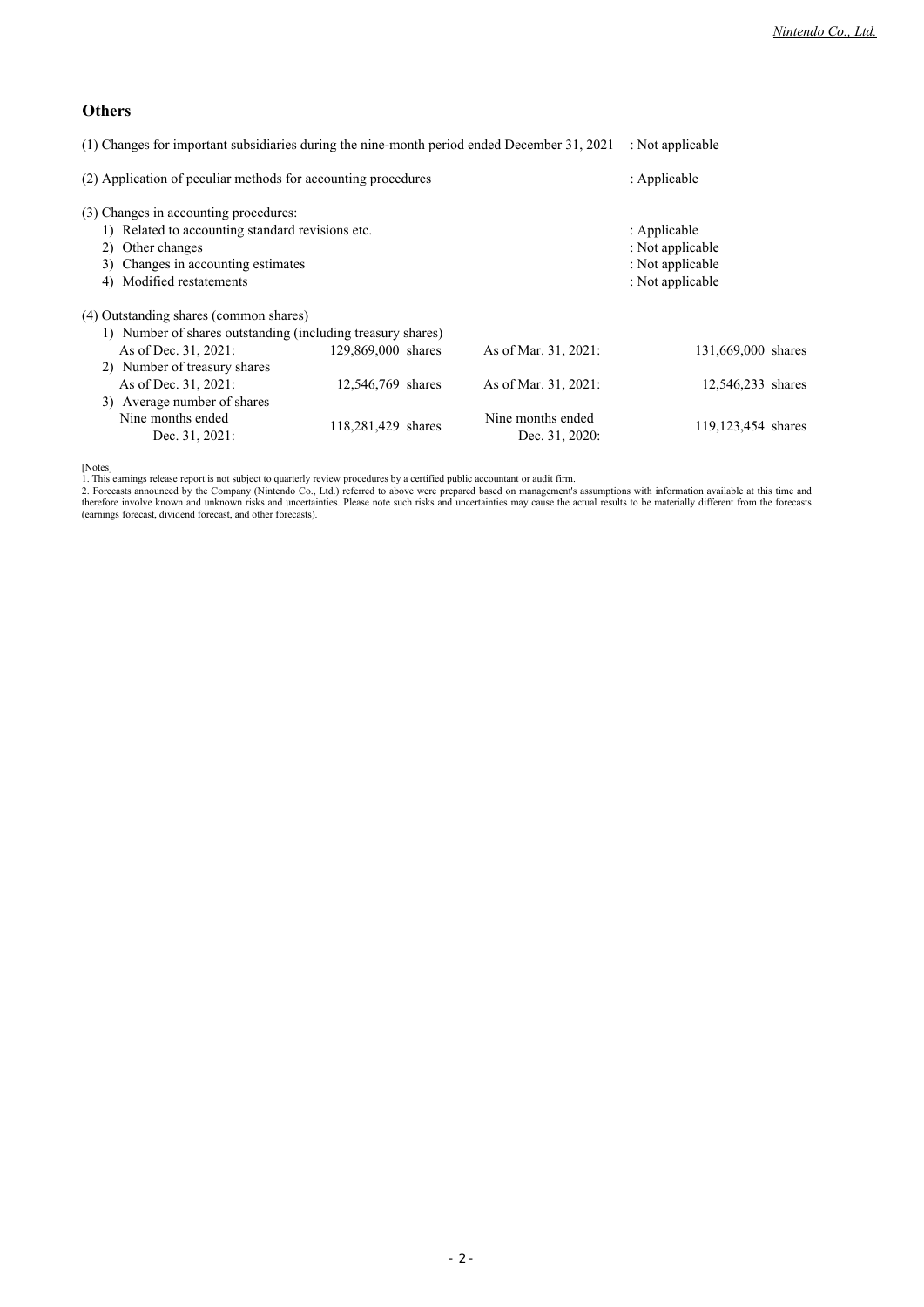## Others

(1) Changes for important subsidiaries during the nine-month period ended December 31, 2021 : Not applicable

(2) Application of peculiar methods for accounting procedures : Applicable

(3) Changes in accounting procedures:

1) Related to accounting standard revisions etc. : Applicable
2) Other changes : Not applicable
3) Changes in accounting estimates : Not applicable
4) Modified restatements : Not applicable

(4) Outstanding shares (common shares)

| | | | |
|---|---|---|---|
| 1) Number of shares outstanding (including treasury shares) | | | |
| As of Dec. 31, 2021: | 129,869,000 shares | As of Mar. 31, 2021: | 131,669,000 shares |
| 2) Number of treasury shares | | | |
| As of Dec. 31, 2021: | 12,546,769 shares | As of Mar. 31, 2021: | 12,546,233 shares |
| 3) Average number of shares | | | |
| Nine months ended Dec. 31, 2021: | 118,281,429 shares | Nine months ended Dec. 31, 2020: | 119,123,454 shares |

[Notes]
1. This earnings release report is not subject to quarterly review procedures by a certified public accountant or audit firm.
2. Forecasts announced by the Company (Nintendo Co., Ltd.) referred to above were prepared based on management's assumptions with information available at this time and therefore involve known and unknown risks and uncertainties. Please note such risks and uncertainties may cause the actual results to be materially different from the forecasts (earnings forecast, dividend forecast, and other forecasts).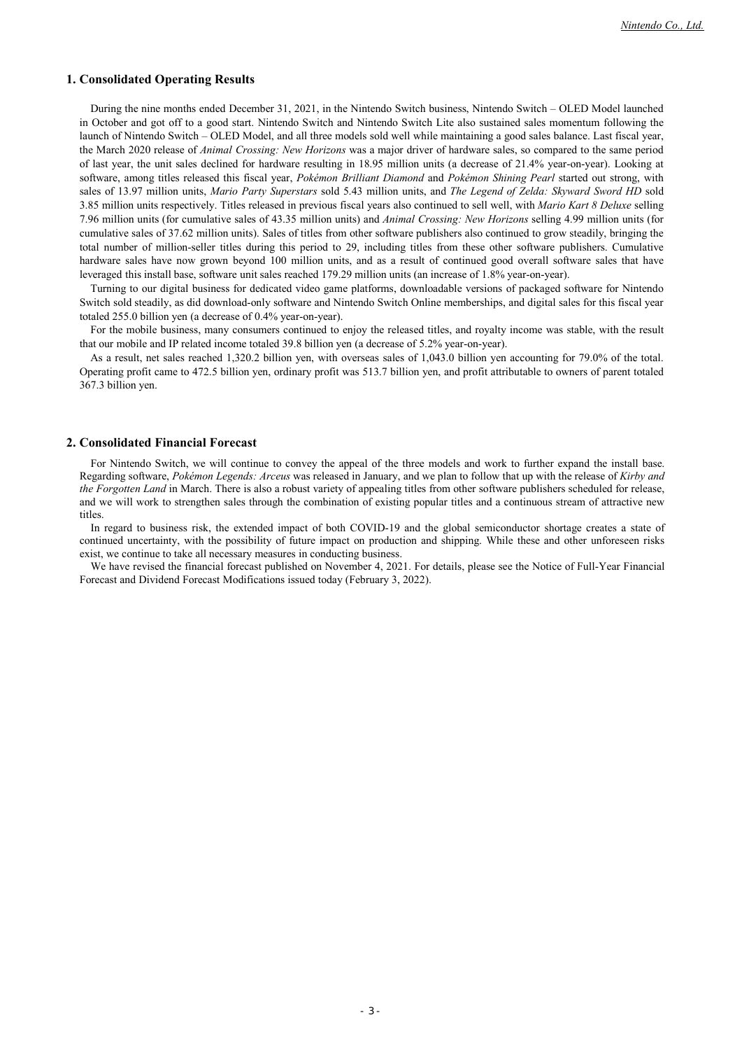## 1. Consolidated Operating Results

During the nine months ended December 31, 2021, in the Nintendo Switch business, Nintendo Switch – OLED Model launched in October and got off to a good start. Nintendo Switch and Nintendo Switch Lite also sustained sales momentum following the launch of Nintendo Switch – OLED Model, and all three models sold well while maintaining a good sales balance. Last fiscal year, the March 2020 release of *Animal Crossing: New Horizons* was a major driver of hardware sales, so compared to the same period of last year, the unit sales declined for hardware resulting in 18.95 million units (a decrease of 21.4% year-on-year). Looking at software, among titles released this fiscal year, *Pokémon Brilliant Diamond* and *Pokémon Shining Pearl* started out strong, with sales of 13.97 million units, *Mario Party Superstars* sold 5.43 million units, and *The Legend of Zelda: Skyward Sword HD* sold 3.85 million units respectively. Titles released in previous fiscal years also continued to sell well, with *Mario Kart 8 Deluxe* selling 7.96 million units (for cumulative sales of 43.35 million units) and *Animal Crossing: New Horizons* selling 4.99 million units (for cumulative sales of 37.62 million units). Sales of titles from other software publishers also continued to grow steadily, bringing the total number of million-seller titles during this period to 29, including titles from these other software publishers. Cumulative hardware sales have now grown beyond 100 million units, and as a result of continued good overall software sales that have leveraged this install base, software unit sales reached 179.29 million units (an increase of 1.8% year-on-year).

Turning to our digital business for dedicated video game platforms, downloadable versions of packaged software for Nintendo Switch sold steadily, as did download-only software and Nintendo Switch Online memberships, and digital sales for this fiscal year totaled 255.0 billion yen (a decrease of 0.4% year-on-year).

For the mobile business, many consumers continued to enjoy the released titles, and royalty income was stable, with the result that our mobile and IP related income totaled 39.8 billion yen (a decrease of 5.2% year-on-year).

As a result, net sales reached 1,320.2 billion yen, with overseas sales of 1,043.0 billion yen accounting for 79.0% of the total. Operating profit came to 472.5 billion yen, ordinary profit was 513.7 billion yen, and profit attributable to owners of parent totaled 367.3 billion yen.

## 2. Consolidated Financial Forecast

For Nintendo Switch, we will continue to convey the appeal of the three models and work to further expand the install base. Regarding software, *Pokémon Legends: Arceus* was released in January, and we plan to follow that up with the release of *Kirby and the Forgotten Land* in March. There is also a robust variety of appealing titles from other software publishers scheduled for release, and we will work to strengthen sales through the combination of existing popular titles and a continuous stream of attractive new titles.

In regard to business risk, the extended impact of both COVID-19 and the global semiconductor shortage creates a state of continued uncertainty, with the possibility of future impact on production and shipping. While these and other unforeseen risks exist, we continue to take all necessary measures in conducting business.

We have revised the financial forecast published on November 4, 2021. For details, please see the Notice of Full-Year Financial Forecast and Dividend Forecast Modifications issued today (February 3, 2022).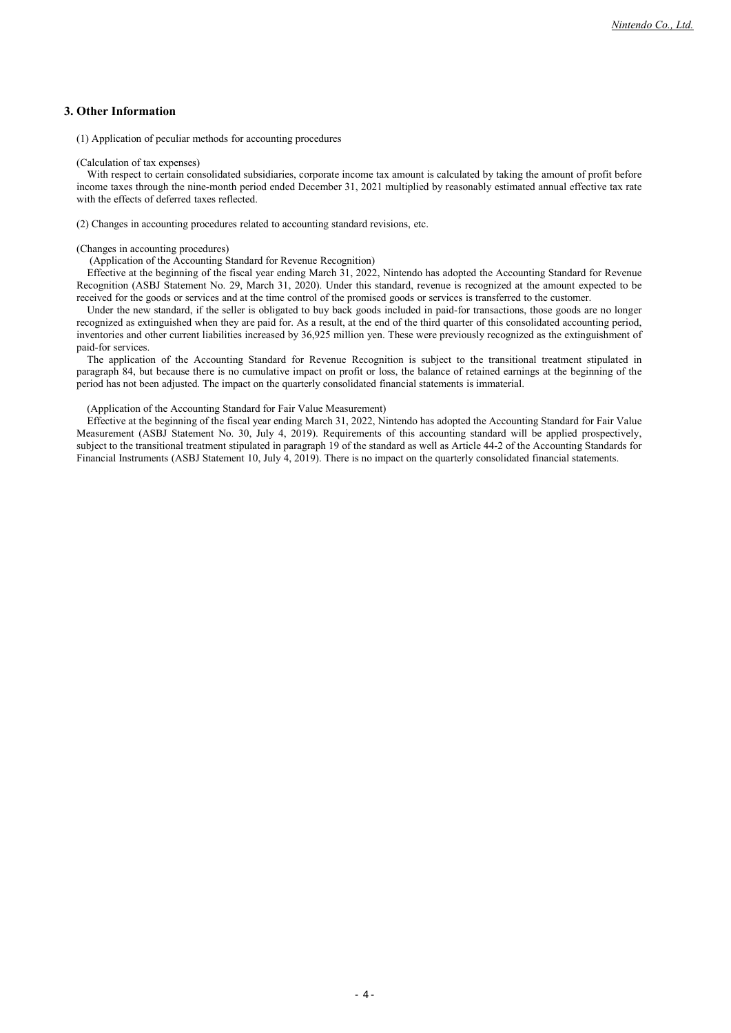## 3. Other Information

(1) Application of peculiar methods for accounting procedures

(Calculation of tax expenses)

With respect to certain consolidated subsidiaries, corporate income tax amount is calculated by taking the amount of profit before income taxes through the nine-month period ended December 31, 2021 multiplied by reasonably estimated annual effective tax rate with the effects of deferred taxes reflected.

(2) Changes in accounting procedures related to accounting standard revisions, etc.

(Changes in accounting procedures)

(Application of the Accounting Standard for Revenue Recognition)

Effective at the beginning of the fiscal year ending March 31, 2022, Nintendo has adopted the Accounting Standard for Revenue Recognition (ASBJ Statement No. 29, March 31, 2020). Under this standard, revenue is recognized at the amount expected to be received for the goods or services and at the time control of the promised goods or services is transferred to the customer.

Under the new standard, if the seller is obligated to buy back goods included in paid-for transactions, those goods are no longer recognized as extinguished when they are paid for. As a result, at the end of the third quarter of this consolidated accounting period, inventories and other current liabilities increased by 36,925 million yen. These were previously recognized as the extinguishment of paid-for services.

The application of the Accounting Standard for Revenue Recognition is subject to the transitional treatment stipulated in paragraph 84, but because there is no cumulative impact on profit or loss, the balance of retained earnings at the beginning of the period has not been adjusted. The impact on the quarterly consolidated financial statements is immaterial.

(Application of the Accounting Standard for Fair Value Measurement)

Effective at the beginning of the fiscal year ending March 31, 2022, Nintendo has adopted the Accounting Standard for Fair Value Measurement (ASBJ Statement No. 30, July 4, 2019). Requirements of this accounting standard will be applied prospectively, subject to the transitional treatment stipulated in paragraph 19 of the standard as well as Article 44-2 of the Accounting Standards for Financial Instruments (ASBJ Statement 10, July 4, 2019). There is no impact on the quarterly consolidated financial statements.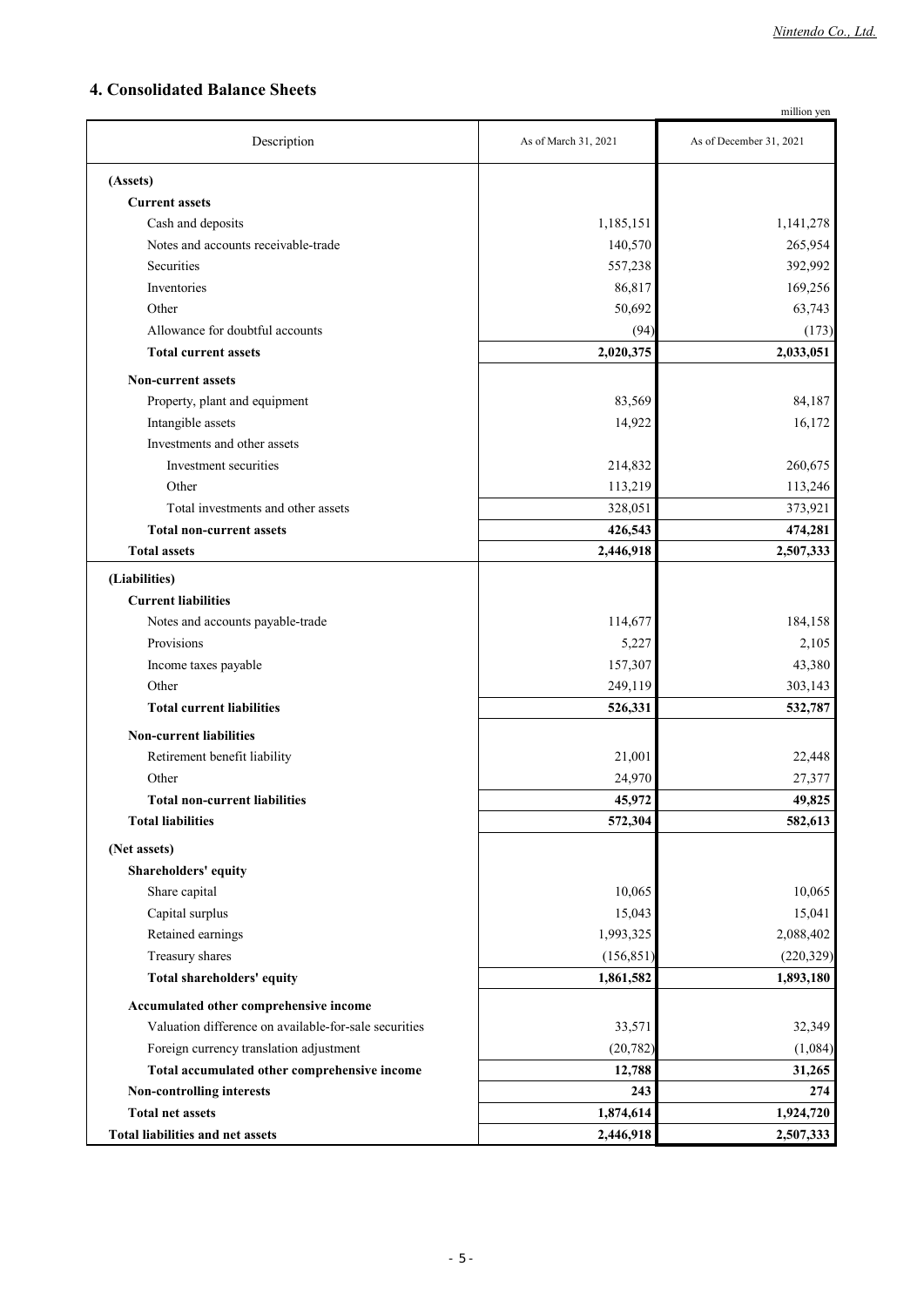## 4. Consolidated Balance Sheets

million yen

| Description | As of March 31, 2021 | As of December 31, 2021 |
|---|---|---|
| **(Assets)** | | |
| **Current assets** | | |
| Cash and deposits | 1,185,151 | 1,141,278 |
| Notes and accounts receivable-trade | 140,570 | 265,954 |
| Securities | 557,238 | 392,992 |
| Inventories | 86,817 | 169,256 |
| Other | 50,692 | 63,743 |
| Allowance for doubtful accounts | (94) | (173) |
| **Total current assets** | **2,020,375** | **2,033,051** |
| **Non-current assets** | | |
| Property, plant and equipment | 83,569 | 84,187 |
| Intangible assets | 14,922 | 16,172 |
| Investments and other assets | | |
| Investment securities | 214,832 | 260,675 |
| Other | 113,219 | 113,246 |
| Total investments and other assets | 328,051 | 373,921 |
| **Total non-current assets** | **426,543** | **474,281** |
| **Total assets** | **2,446,918** | **2,507,333** |
| **(Liabilities)** | | |
| **Current liabilities** | | |
| Notes and accounts payable-trade | 114,677 | 184,158 |
| Provisions | 5,227 | 2,105 |
| Income taxes payable | 157,307 | 43,380 |
| Other | 249,119 | 303,143 |
| **Total current liabilities** | **526,331** | **532,787** |
| **Non-current liabilities** | | |
| Retirement benefit liability | 21,001 | 22,448 |
| Other | 24,970 | 27,377 |
| **Total non-current liabilities** | **45,972** | **49,825** |
| **Total liabilities** | **572,304** | **582,613** |
| **(Net assets)** | | |
| **Shareholders' equity** | | |
| Share capital | 10,065 | 10,065 |
| Capital surplus | 15,043 | 15,041 |
| Retained earnings | 1,993,325 | 2,088,402 |
| Treasury shares | (156,851) | (220,329) |
| **Total shareholders' equity** | **1,861,582** | **1,893,180** |
| **Accumulated other comprehensive income** | | |
| Valuation difference on available-for-sale securities | 33,571 | 32,349 |
| Foreign currency translation adjustment | (20,782) | (1,084) |
| **Total accumulated other comprehensive income** | **12,788** | **31,265** |
| **Non-controlling interests** | **243** | **274** |
| **Total net assets** | **1,874,614** | **1,924,720** |
| **Total liabilities and net assets** | **2,446,918** | **2,507,333** |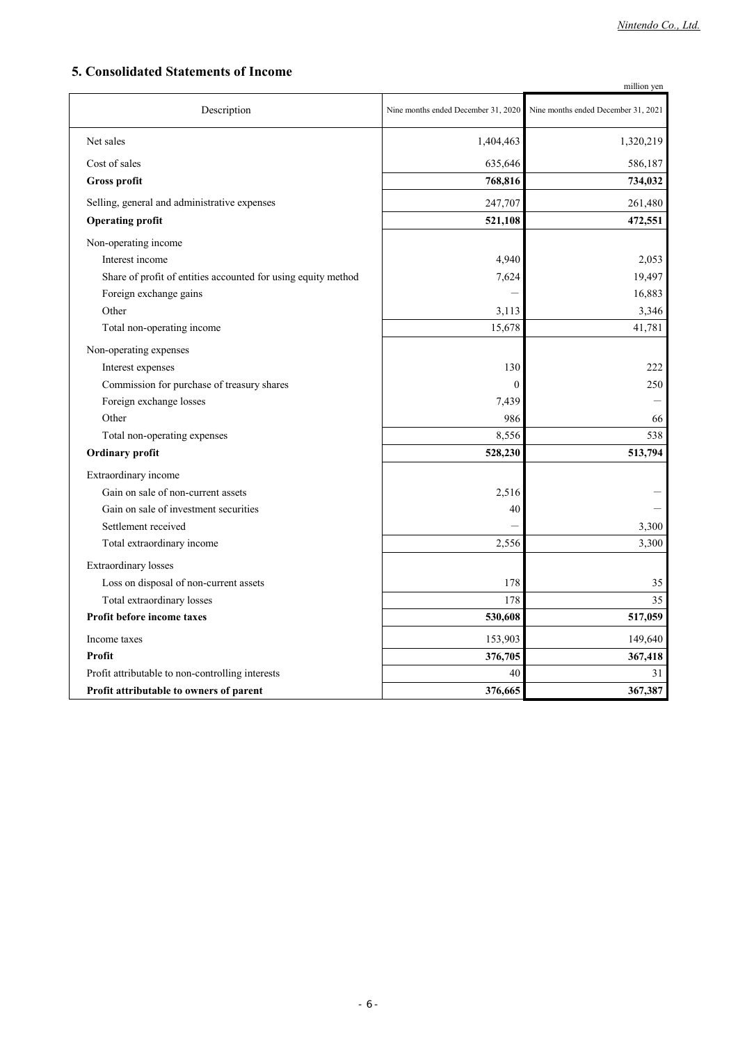## 5. Consolidated Statements of Income

million yen

| Description | Nine months ended December 31, 2020 | Nine months ended December 31, 2021 |
|---|---|---|
| Net sales | 1,404,463 | 1,320,219 |
| Cost of sales | 635,646 | 586,187 |
| **Gross profit** | **768,816** | **734,032** |
| Selling, general and administrative expenses | 247,707 | 261,480 |
| **Operating profit** | **521,108** | **472,551** |
| Non-operating income | | |
| Interest income | 4,940 | 2,053 |
| Share of profit of entities accounted for using equity method | 7,624 | 19,497 |
| Foreign exchange gains | － | 16,883 |
| Other | 3,113 | 3,346 |
| Total non-operating income | 15,678 | 41,781 |
| Non-operating expenses | | |
| Interest expenses | 130 | 222 |
| Commission for purchase of treasury shares | 0 | 250 |
| Foreign exchange losses | 7,439 | － |
| Other | 986 | 66 |
| Total non-operating expenses | 8,556 | 538 |
| **Ordinary profit** | **528,230** | **513,794** |
| Extraordinary income | | |
| Gain on sale of non-current assets | 2,516 | － |
| Gain on sale of investment securities | 40 | － |
| Settlement received | － | 3,300 |
| Total extraordinary income | 2,556 | 3,300 |
| Extraordinary losses | | |
| Loss on disposal of non-current assets | 178 | 35 |
| Total extraordinary losses | 178 | 35 |
| **Profit before income taxes** | **530,608** | **517,059** |
| Income taxes | 153,903 | 149,640 |
| **Profit** | **376,705** | **367,418** |
| Profit attributable to non-controlling interests | 40 | 31 |
| **Profit attributable to owners of parent** | **376,665** | **367,387** |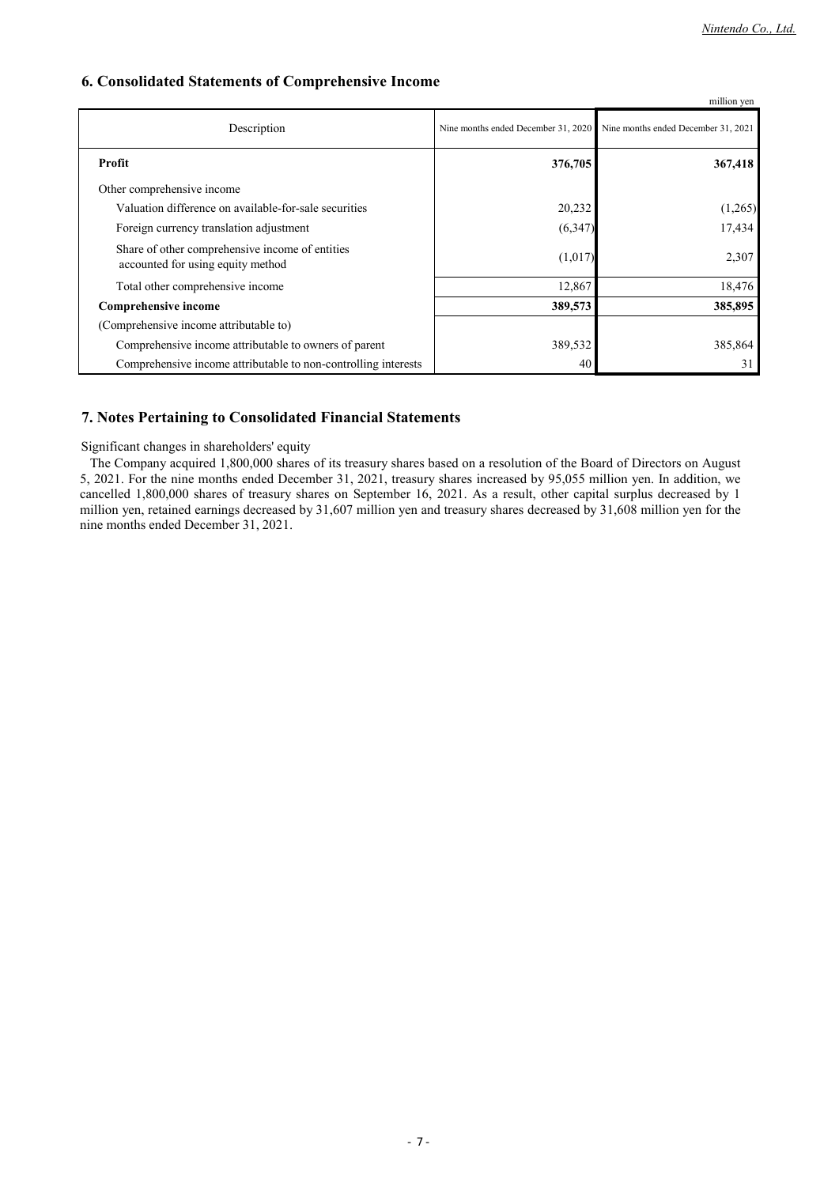## 6. Consolidated Statements of Comprehensive Income

million yen

| Description | Nine months ended December 31, 2020 | Nine months ended December 31, 2021 |
|---|---|---|
| **Profit** | **376,705** | **367,418** |
| Other comprehensive income | | |
| Valuation difference on available-for-sale securities | 20,232 | (1,265) |
| Foreign currency translation adjustment | (6,347) | 17,434 |
| Share of other comprehensive income of entities accounted for using equity method | (1,017) | 2,307 |
| Total other comprehensive income | 12,867 | 18,476 |
| **Comprehensive income** | **389,573** | **385,895** |
| (Comprehensive income attributable to) | | |
| Comprehensive income attributable to owners of parent | 389,532 | 385,864 |
| Comprehensive income attributable to non-controlling interests | 40 | 31 |

## 7. Notes Pertaining to Consolidated Financial Statements

Significant changes in shareholders' equity

The Company acquired 1,800,000 shares of its treasury shares based on a resolution of the Board of Directors on August 5, 2021. For the nine months ended December 31, 2021, treasury shares increased by 95,055 million yen. In addition, we cancelled 1,800,000 shares of treasury shares on September 16, 2021. As a result, other capital surplus decreased by 1 million yen, retained earnings decreased by 31,607 million yen and treasury shares decreased by 31,608 million yen for the nine months ended December 31, 2021.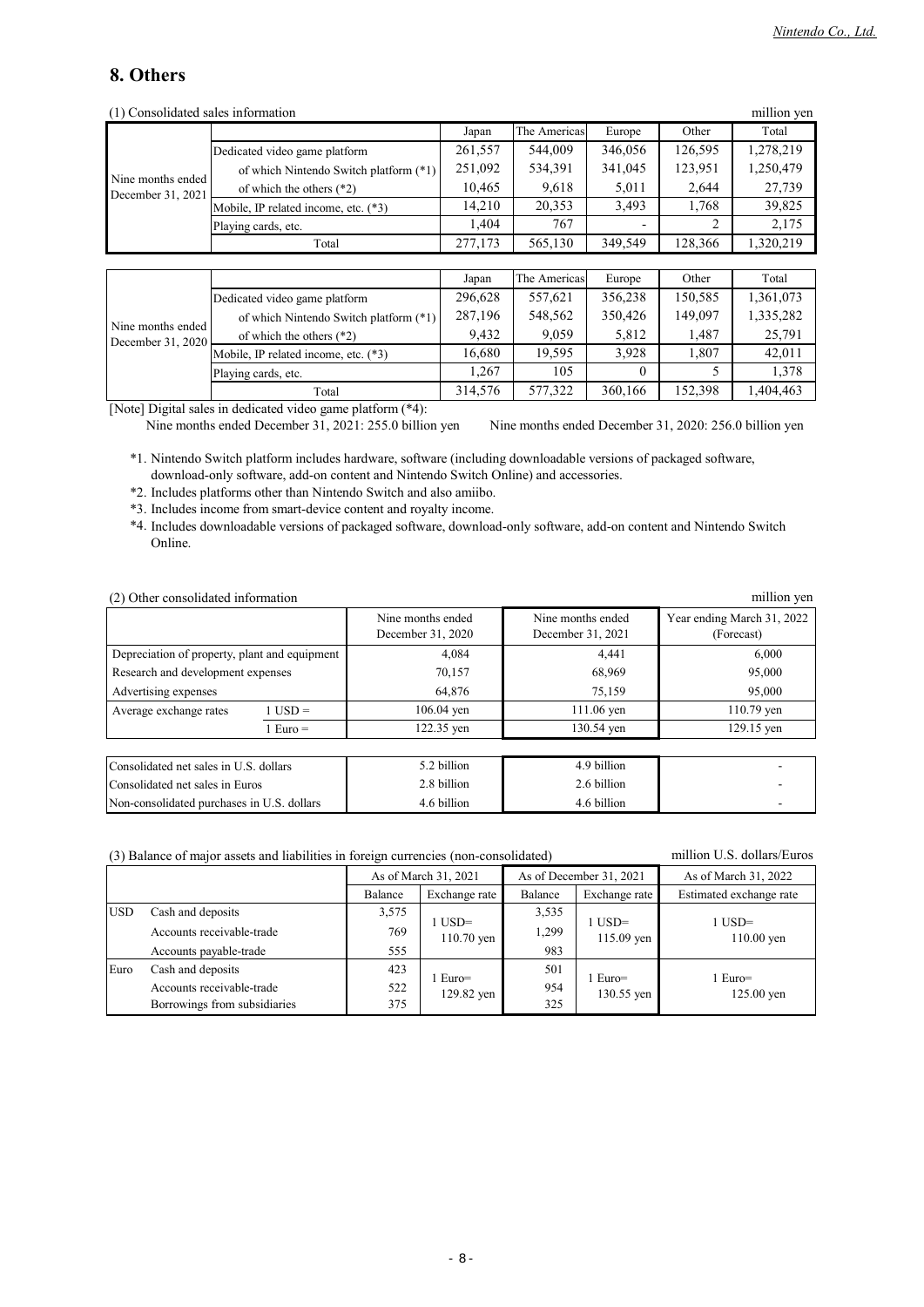## 8. Others

(1) Consolidated sales information

million yen

| | | Japan | The Americas | Europe | Other | Total |
|---|---|---|---|---|---|---|
| Nine months ended December 31, 2021 | Dedicated video game platform | 261,557 | 544,009 | 346,056 | 126,595 | 1,278,219 |
| | of which Nintendo Switch platform (*1) | 251,092 | 534,391 | 341,045 | 123,951 | 1,250,479 |
| | of which the others (*2) | 10,465 | 9,618 | 5,011 | 2,644 | 27,739 |
| | Mobile, IP related income, etc. (*3) | 14,210 | 20,353 | 3,493 | 1,768 | 39,825 |
| | Playing cards, etc. | 1,404 | 767 | - | 2 | 2,175 |
| | Total | 277,173 | 565,130 | 349,549 | 128,366 | 1,320,219 |

| | | Japan | The Americas | Europe | Other | Total |
|---|---|---|---|---|---|---|
| Nine months ended December 31, 2020 | Dedicated video game platform | 296,628 | 557,621 | 356,238 | 150,585 | 1,361,073 |
| | of which Nintendo Switch platform (*1) | 287,196 | 548,562 | 350,426 | 149,097 | 1,335,282 |
| | of which the others (*2) | 9,432 | 9,059 | 5,812 | 1,487 | 25,791 |
| | Mobile, IP related income, etc. (*3) | 16,680 | 19,595 | 3,928 | 1,807 | 42,011 |
| | Playing cards, etc. | 1,267 | 105 | 0 | 5 | 1,378 |
| | Total | 314,576 | 577,322 | 360,166 | 152,398 | 1,404,463 |

[Note] Digital sales in dedicated video game platform (*4):
Nine months ended December 31, 2021: 255.0 billion yen　　Nine months ended December 31, 2020: 256.0 billion yen

*1. Nintendo Switch platform includes hardware, software (including downloadable versions of packaged software, download-only software, add-on content and Nintendo Switch Online) and accessories.

*2. Includes platforms other than Nintendo Switch and also amiibo.

*3. Includes income from smart-device content and royalty income.

*4. Includes downloadable versions of packaged software, download-only software, add-on content and Nintendo Switch Online.

(2) Other consolidated information

million yen

| | | Nine months ended December 31, 2020 | Nine months ended December 31, 2021 | Year ending March 31, 2022 (Forecast) |
|---|---|---|---|---|
| Depreciation of property, plant and equipment | | 4,084 | 4,441 | 6,000 |
| Research and development expenses | | 70,157 | 68,969 | 95,000 |
| Advertising expenses | | 64,876 | 75,159 | 95,000 |
| Average exchange rates | 1 USD = | 106.04 yen | 111.06 yen | 110.79 yen |
| | 1 Euro = | 122.35 yen | 130.54 yen | 129.15 yen |

| | | | |
|---|---|---|---|
| Consolidated net sales in U.S. dollars | 5.2 billion | 4.9 billion | - |
| Consolidated net sales in Euros | 2.8 billion | 2.6 billion | - |
| Non-consolidated purchases in U.S. dollars | 4.6 billion | 4.6 billion | - |

(3) Balance of major assets and liabilities in foreign currencies (non-consolidated)

million U.S. dollars/Euros

| | | As of March 31, 2021 | | As of December 31, 2021 | | As of March 31, 2022 |
|---|---|---|---|---|---|---|
| | | Balance | Exchange rate | Balance | Exchange rate | Estimated exchange rate |
| USD | Cash and deposits | 3,575 | 1 USD= 110.70 yen | 3,535 | 1 USD= 115.09 yen | 1 USD= 110.00 yen |
| | Accounts receivable-trade | 769 | | 1,299 | | |
| | Accounts payable-trade | 555 | | 983 | | |
| Euro | Cash and deposits | 423 | 1 Euro= 129.82 yen | 501 | 1 Euro= 130.55 yen | 1 Euro= 125.00 yen |
| | Accounts receivable-trade | 522 | | 954 | | |
| | Borrowings from subsidiaries | 375 | | 325 | | |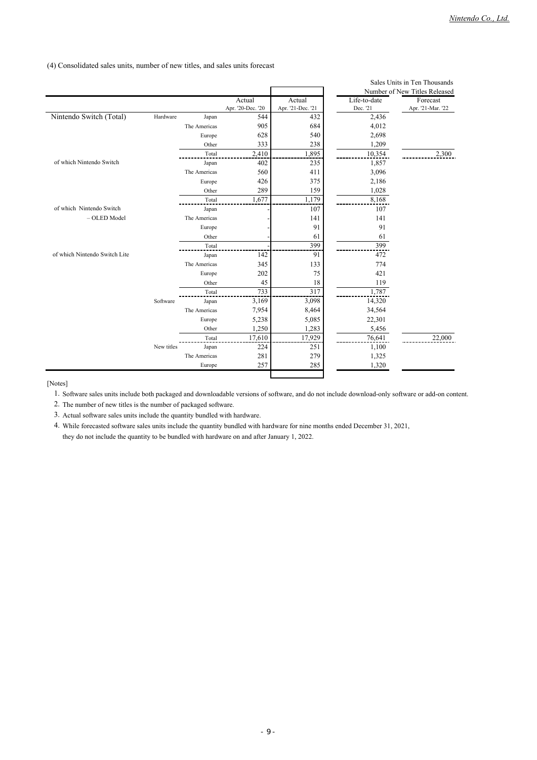(4) Consolidated sales units, number of new titles, and sales units forecast

Sales Units in Ten Thousands
Number of New Titles Released

| | | | Actual Apr. '20-Dec. '20 | Actual Apr. '21-Dec. '21 | Life-to-date Dec. '21 | Forecast Apr. '21-Mar. '22 |
|---|---|---|---|---|---|---|
| Nintendo Switch (Total) | Hardware | Japan | 544 | 432 | 2,436 | |
| | | The Americas | 905 | 684 | 4,012 | |
| | | Europe | 628 | 540 | 2,698 | |
| | | Other | 333 | 238 | 1,209 | |
| | | Total | 2,410 | 1,895 | 10,354 | 2,300 |
| of which Nintendo Switch | | Japan | 402 | 235 | 1,857 | |
| | | The Americas | 560 | 411 | 3,096 | |
| | | Europe | 426 | 375 | 2,186 | |
| | | Other | 289 | 159 | 1,028 | |
| | | Total | 1,677 | 1,179 | 8,168 | |
| of which Nintendo Switch – OLED Model | | Japan | - | 107 | 107 | |
| | | The Americas | - | 141 | 141 | |
| | | Europe | - | 91 | 91 | |
| | | Other | - | 61 | 61 | |
| | | Total | - | 399 | 399 | |
| of which Nintendo Switch Lite | | Japan | 142 | 91 | 472 | |
| | | The Americas | 345 | 133 | 774 | |
| | | Europe | 202 | 75 | 421 | |
| | | Other | 45 | 18 | 119 | |
| | | Total | 733 | 317 | 1,787 | |
| | Software | Japan | 3,169 | 3,098 | 14,320 | |
| | | The Americas | 7,954 | 8,464 | 34,564 | |
| | | Europe | 5,238 | 5,085 | 22,301 | |
| | | Other | 1,250 | 1,283 | 5,456 | |
| | | Total | 17,610 | 17,929 | 76,641 | 22,000 |
| | New titles | Japan | 224 | 251 | 1,100 | |
| | | The Americas | 281 | 279 | 1,325 | |
| | | Europe | 257 | 285 | 1,320 | |

[Notes]

1. Software sales units include both packaged and downloadable versions of software, and do not include download-only software or add-on content.
2. The number of new titles is the number of packaged software.
3. Actual software sales units include the quantity bundled with hardware.
4. While forecasted software sales units include the quantity bundled with hardware for nine months ended December 31, 2021, they do not include the quantity to be bundled with hardware on and after January 1, 2022.